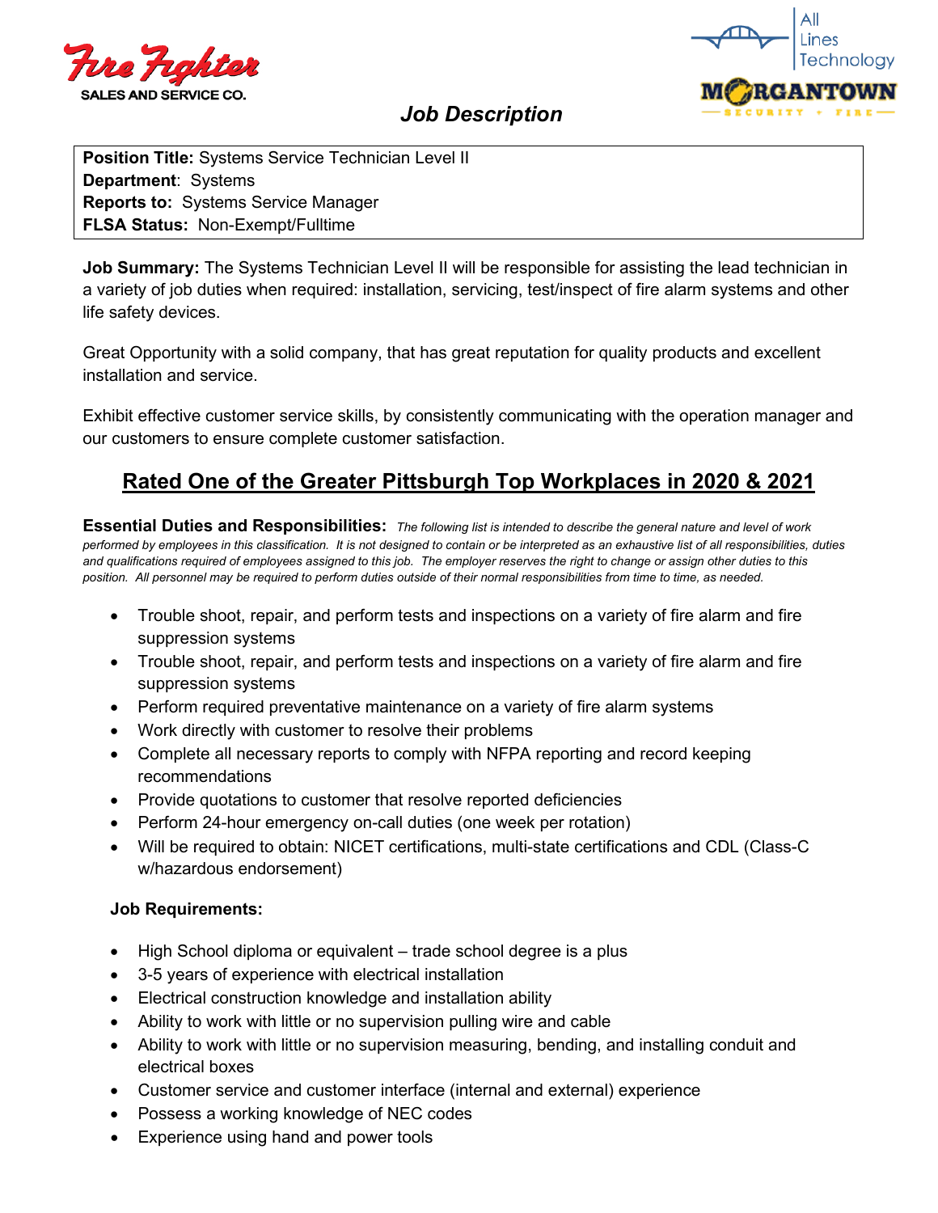Fire Fighter SALES AND SERVICE CO.

All Lines Technology

MORGANTOWN SECURITY • FIRE

# *Job Description*

**Position Title:** Systems Service Technician Level II
**Department**: Systems
**Reports to:** Systems Service Manager
**FLSA Status:** Non-Exempt/Fulltime

**Job Summary:** The Systems Technician Level II will be responsible for assisting the lead technician in a variety of job duties when required: installation, servicing, test/inspect of fire alarm systems and other life safety devices.

Great Opportunity with a solid company, that has great reputation for quality products and excellent installation and service.

Exhibit effective customer service skills, by consistently communicating with the operation manager and our customers to ensure complete customer satisfaction.

## Rated One of the Greater Pittsburgh Top Workplaces in 2020 & 2021

**Essential Duties and Responsibilities:** *The following list is intended to describe the general nature and level of work performed by employees in this classification. It is not designed to contain or be interpreted as an exhaustive list of all responsibilities, duties and qualifications required of employees assigned to this job. The employer reserves the right to change or assign other duties to this position. All personnel may be required to perform duties outside of their normal responsibilities from time to time, as needed.*

- Trouble shoot, repair, and perform tests and inspections on a variety of fire alarm and fire suppression systems
- Trouble shoot, repair, and perform tests and inspections on a variety of fire alarm and fire suppression systems
- Perform required preventative maintenance on a variety of fire alarm systems
- Work directly with customer to resolve their problems
- Complete all necessary reports to comply with NFPA reporting and record keeping recommendations
- Provide quotations to customer that resolve reported deficiencies
- Perform 24-hour emergency on-call duties (one week per rotation)
- Will be required to obtain: NICET certifications, multi-state certifications and CDL (Class-C w/hazardous endorsement)

**Job Requirements:**

- High School diploma or equivalent – trade school degree is a plus
- 3-5 years of experience with electrical installation
- Electrical construction knowledge and installation ability
- Ability to work with little or no supervision pulling wire and cable
- Ability to work with little or no supervision measuring, bending, and installing conduit and electrical boxes
- Customer service and customer interface (internal and external) experience
- Possess a working knowledge of NEC codes
- Experience using hand and power tools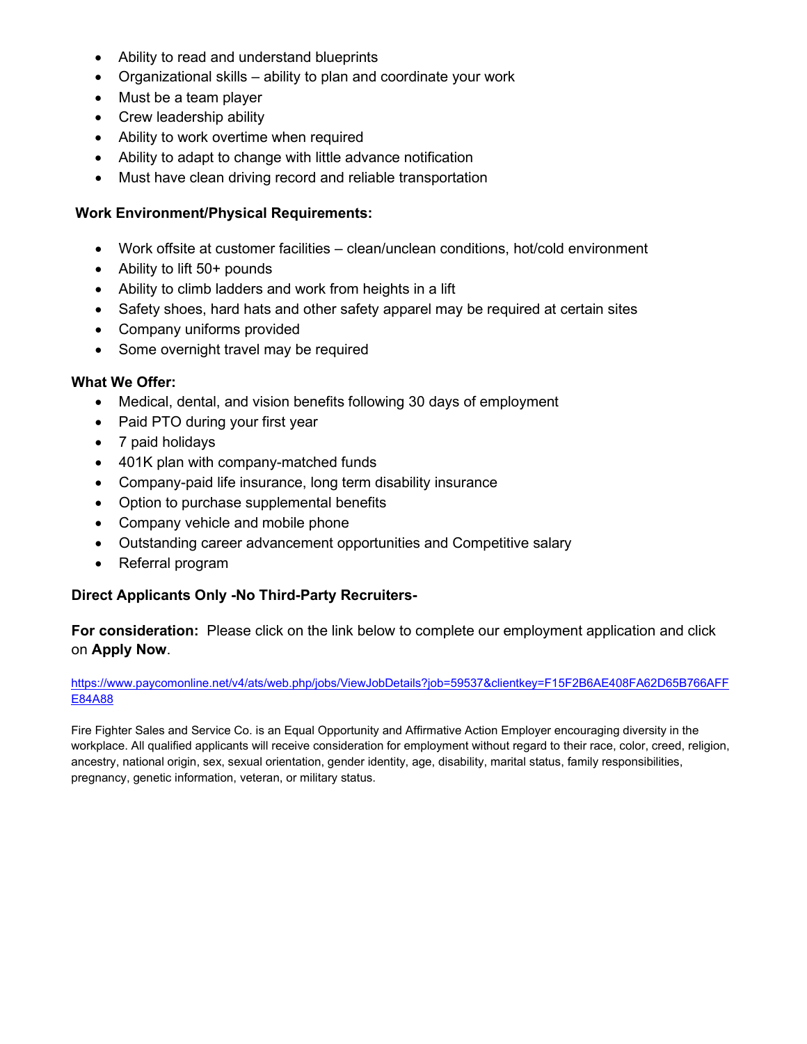- Ability to read and understand blueprints
- Organizational skills – ability to plan and coordinate your work
- Must be a team player
- Crew leadership ability
- Ability to work overtime when required
- Ability to adapt to change with little advance notification
- Must have clean driving record and reliable transportation

**Work Environment/Physical Requirements:**

- Work offsite at customer facilities – clean/unclean conditions, hot/cold environment
- Ability to lift 50+ pounds
- Ability to climb ladders and work from heights in a lift
- Safety shoes, hard hats and other safety apparel may be required at certain sites
- Company uniforms provided
- Some overnight travel may be required

**What We Offer:**

- Medical, dental, and vision benefits following 30 days of employment
- Paid PTO during your first year
- 7 paid holidays
- 401K plan with company-matched funds
- Company-paid life insurance, long term disability insurance
- Option to purchase supplemental benefits
- Company vehicle and mobile phone
- Outstanding career advancement opportunities and Competitive salary
- Referral program

**Direct Applicants Only -No Third-Party Recruiters-**

**For consideration:** Please click on the link below to complete our employment application and click on **Apply Now**.

https://www.paycomonline.net/v4/ats/web.php/jobs/ViewJobDetails?job=59537&clientkey=F15F2B6AE408FA62D65B766AFFE84A88

Fire Fighter Sales and Service Co. is an Equal Opportunity and Affirmative Action Employer encouraging diversity in the workplace. All qualified applicants will receive consideration for employment without regard to their race, color, creed, religion, ancestry, national origin, sex, sexual orientation, gender identity, age, disability, marital status, family responsibilities, pregnancy, genetic information, veteran, or military status.